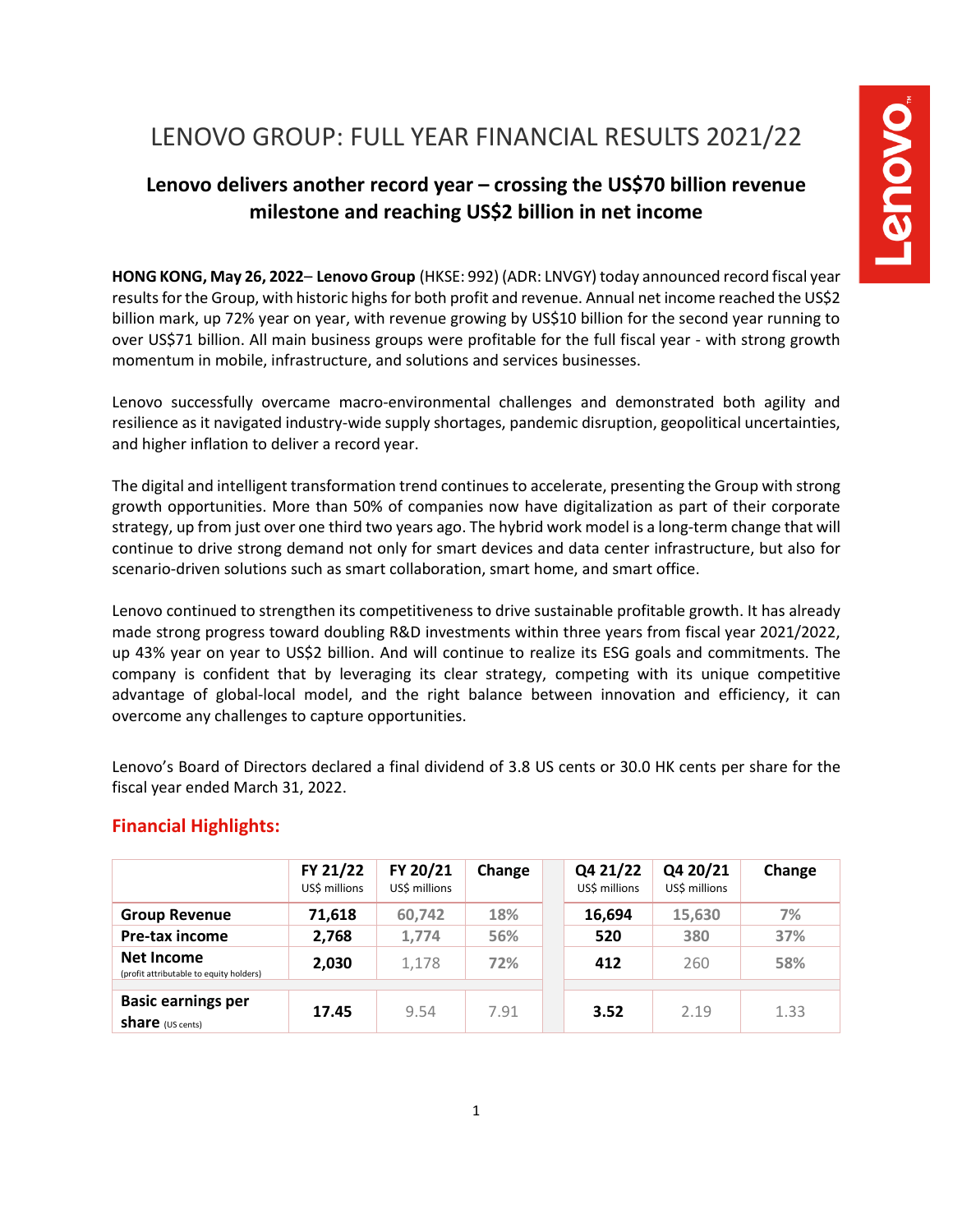# LENOVO GROUP: FULL YEAR FINANCIAL RESULTS 2021/22

## Lenovo delivers another record year – crossing the US$70 billion revenue milestone and reaching US$2 billion in net income

**HONG KONG, May 26, 2022**– **Lenovo Group** (HKSE: 992) (ADR: LNVGY) today announced record fiscal year results for the Group, with historic highs for both profit and revenue. Annual net income reached the US$2 billion mark, up 72% year on year, with revenue growing by US$10 billion for the second year running to over US$71 billion. All main business groups were profitable for the full fiscal year - with strong growth momentum in mobile, infrastructure, and solutions and services businesses.

Lenovo successfully overcame macro-environmental challenges and demonstrated both agility and resilience as it navigated industry-wide supply shortages, pandemic disruption, geopolitical uncertainties, and higher inflation to deliver a record year.

The digital and intelligent transformation trend continues to accelerate, presenting the Group with strong growth opportunities. More than 50% of companies now have digitalization as part of their corporate strategy, up from just over one third two years ago. The hybrid work model is a long-term change that will continue to drive strong demand not only for smart devices and data center infrastructure, but also for scenario-driven solutions such as smart collaboration, smart home, and smart office.

Lenovo continued to strengthen its competitiveness to drive sustainable profitable growth. It has already made strong progress toward doubling R&D investments within three years from fiscal year 2021/2022, up 43% year on year to US$2 billion. And will continue to realize its ESG goals and commitments. The company is confident that by leveraging its clear strategy, competing with its unique competitive advantage of global-local model, and the right balance between innovation and efficiency, it can overcome any challenges to capture opportunities.

Lenovo's Board of Directors declared a final dividend of 3.8 US cents or 30.0 HK cents per share for the fiscal year ended March 31, 2022.

## Financial Highlights:

| | FY 21/22 US$ millions | FY 20/21 US$ millions | Change | | Q4 21/22 US$ millions | Q4 20/21 US$ millions | Change |
|---|---|---|---|---|---|---|---|
| **Group Revenue** | **71,618** | 60,742 | 18% | | **16,694** | 15,630 | 7% |
| **Pre-tax income** | **2,768** | 1,774 | 56% | | **520** | 380 | 37% |
| **Net Income** (profit attributable to equity holders) | **2,030** | 1,178 | 72% | | **412** | 260 | 58% |
| | | | | | | | |
| **Basic earnings per share** (US cents) | **17.45** | 9.54 | 7.91 | | **3.52** | 2.19 | 1.33 |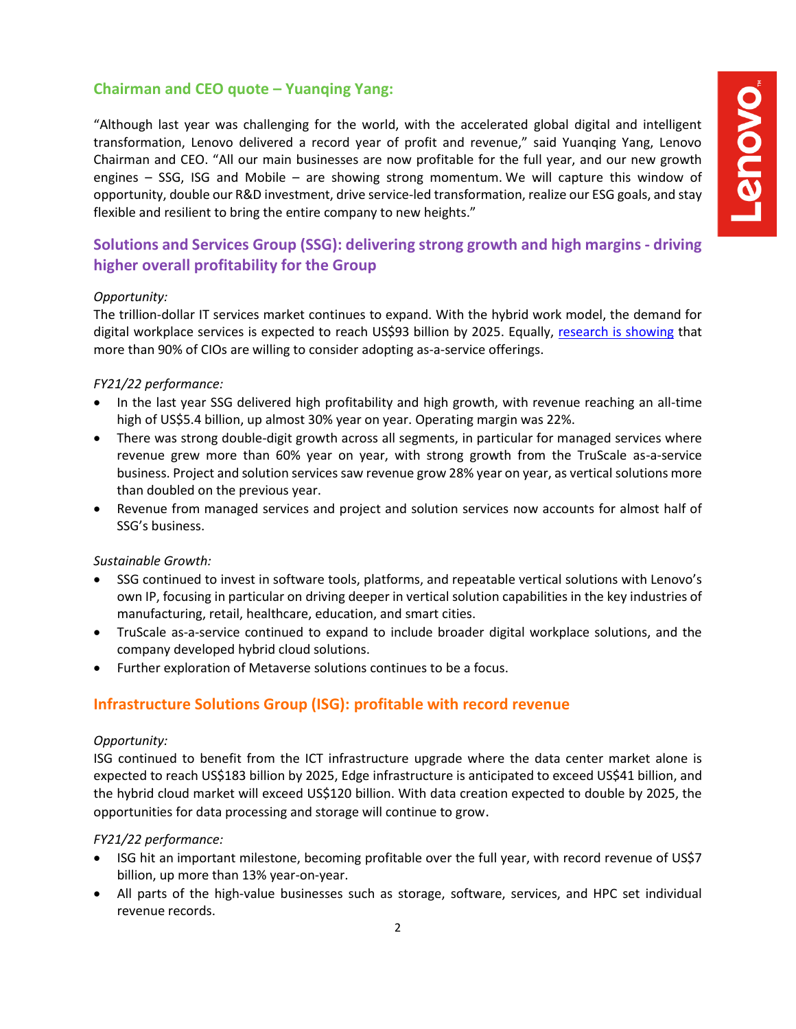## Chairman and CEO quote – Yuanqing Yang:

"Although last year was challenging for the world, with the accelerated global digital and intelligent transformation, Lenovo delivered a record year of profit and revenue," said Yuanqing Yang, Lenovo Chairman and CEO. "All our main businesses are now profitable for the full year, and our new growth engines – SSG, ISG and Mobile – are showing strong momentum. We will capture this window of opportunity, double our R&D investment, drive service-led transformation, realize our ESG goals, and stay flexible and resilient to bring the entire company to new heights."

## Solutions and Services Group (SSG): delivering strong growth and high margins - driving higher overall profitability for the Group

*Opportunity:*

The trillion-dollar IT services market continues to expand. With the hybrid work model, the demand for digital workplace services is expected to reach US$93 billion by 2025. Equally, research is showing that more than 90% of CIOs are willing to consider adopting as-a-service offerings.

*FY21/22 performance:*

- In the last year SSG delivered high profitability and high growth, with revenue reaching an all-time high of US$5.4 billion, up almost 30% year on year. Operating margin was 22%.
- There was strong double-digit growth across all segments, in particular for managed services where revenue grew more than 60% year on year, with strong growth from the TruScale as-a-service business. Project and solution services saw revenue grow 28% year on year, as vertical solutions more than doubled on the previous year.
- Revenue from managed services and project and solution services now accounts for almost half of SSG's business.

*Sustainable Growth:*

- SSG continued to invest in software tools, platforms, and repeatable vertical solutions with Lenovo's own IP, focusing in particular on driving deeper in vertical solution capabilities in the key industries of manufacturing, retail, healthcare, education, and smart cities.
- TruScale as-a-service continued to expand to include broader digital workplace solutions, and the company developed hybrid cloud solutions.
- Further exploration of Metaverse solutions continues to be a focus.

## Infrastructure Solutions Group (ISG): profitable with record revenue

*Opportunity:*

ISG continued to benefit from the ICT infrastructure upgrade where the data center market alone is expected to reach US$183 billion by 2025, Edge infrastructure is anticipated to exceed US$41 billion, and the hybrid cloud market will exceed US$120 billion. With data creation expected to double by 2025, the opportunities for data processing and storage will continue to grow.

*FY21/22 performance:*

- ISG hit an important milestone, becoming profitable over the full year, with record revenue of US$7 billion, up more than 13% year-on-year.
- All parts of the high-value businesses such as storage, software, services, and HPC set individual revenue records.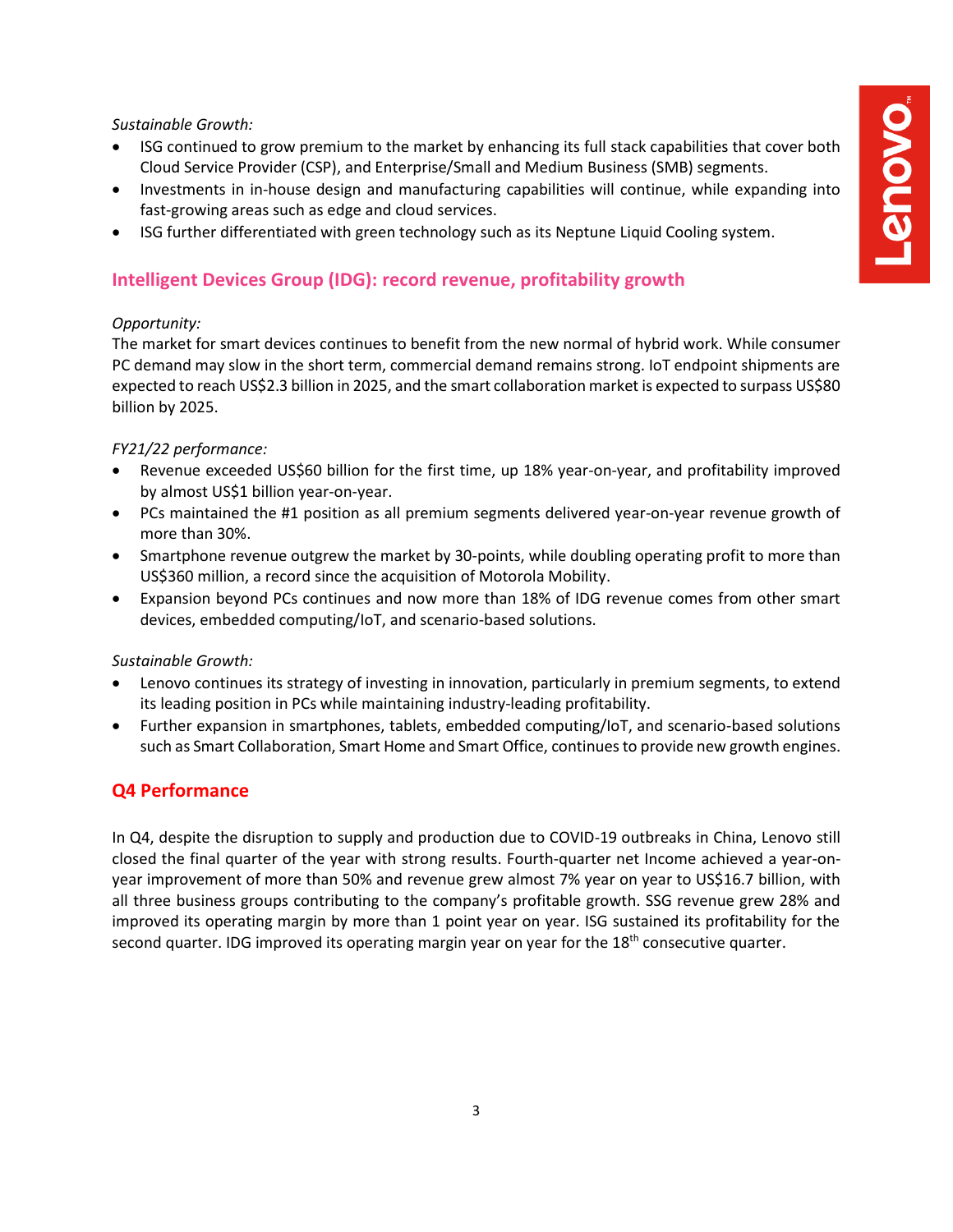*Sustainable Growth:*

- ISG continued to grow premium to the market by enhancing its full stack capabilities that cover both Cloud Service Provider (CSP), and Enterprise/Small and Medium Business (SMB) segments.
- Investments in in-house design and manufacturing capabilities will continue, while expanding into fast-growing areas such as edge and cloud services.
- ISG further differentiated with green technology such as its Neptune Liquid Cooling system.

## Intelligent Devices Group (IDG): record revenue, profitability growth

*Opportunity:*

The market for smart devices continues to benefit from the new normal of hybrid work. While consumer PC demand may slow in the short term, commercial demand remains strong. IoT endpoint shipments are expected to reach US$2.3 billion in 2025, and the smart collaboration market is expected to surpass US$80 billion by 2025.

*FY21/22 performance:*

- Revenue exceeded US$60 billion for the first time, up 18% year-on-year, and profitability improved by almost US$1 billion year-on-year.
- PCs maintained the #1 position as all premium segments delivered year-on-year revenue growth of more than 30%.
- Smartphone revenue outgrew the market by 30-points, while doubling operating profit to more than US$360 million, a record since the acquisition of Motorola Mobility.
- Expansion beyond PCs continues and now more than 18% of IDG revenue comes from other smart devices, embedded computing/IoT, and scenario-based solutions.

*Sustainable Growth:*

- Lenovo continues its strategy of investing in innovation, particularly in premium segments, to extend its leading position in PCs while maintaining industry-leading profitability.
- Further expansion in smartphones, tablets, embedded computing/IoT, and scenario-based solutions such as Smart Collaboration, Smart Home and Smart Office, continues to provide new growth engines.

## Q4 Performance

In Q4, despite the disruption to supply and production due to COVID-19 outbreaks in China, Lenovo still closed the final quarter of the year with strong results. Fourth-quarter net Income achieved a year-on-year improvement of more than 50% and revenue grew almost 7% year on year to US$16.7 billion, with all three business groups contributing to the company's profitable growth. SSG revenue grew 28% and improved its operating margin by more than 1 point year on year. ISG sustained its profitability for the second quarter. IDG improved its operating margin year on year for the 18th consecutive quarter.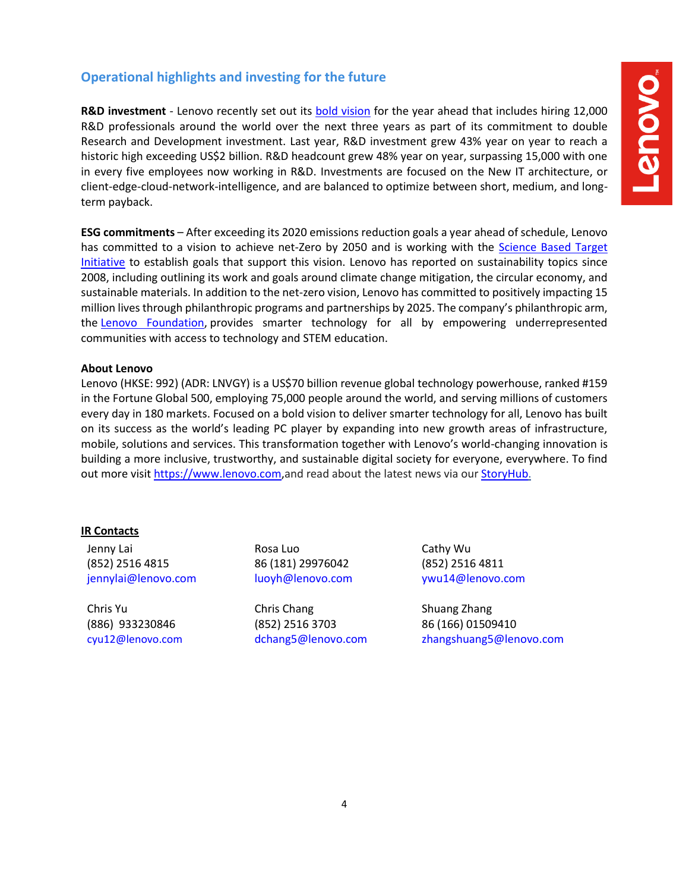## Operational highlights and investing for the future

**R&D investment** - Lenovo recently set out its bold vision for the year ahead that includes hiring 12,000 R&D professionals around the world over the next three years as part of its commitment to double Research and Development investment. Last year, R&D investment grew 43% year on year to reach a historic high exceeding US$2 billion. R&D headcount grew 48% year on year, surpassing 15,000 with one in every five employees now working in R&D. Investments are focused on the New IT architecture, or client-edge-cloud-network-intelligence, and are balanced to optimize between short, medium, and long-term payback.

**ESG commitments** – After exceeding its 2020 emissions reduction goals a year ahead of schedule, Lenovo has committed to a vision to achieve net-Zero by 2050 and is working with the Science Based Target Initiative to establish goals that support this vision. Lenovo has reported on sustainability topics since 2008, including outlining its work and goals around climate change mitigation, the circular economy, and sustainable materials. In addition to the net-zero vision, Lenovo has committed to positively impacting 15 million lives through philanthropic programs and partnerships by 2025. The company's philanthropic arm, the Lenovo Foundation, provides smarter technology for all by empowering underrepresented communities with access to technology and STEM education.

**About Lenovo**

Lenovo (HKSE: 992) (ADR: LNVGY) is a US$70 billion revenue global technology powerhouse, ranked #159 in the Fortune Global 500, employing 75,000 people around the world, and serving millions of customers every day in 180 markets. Focused on a bold vision to deliver smarter technology for all, Lenovo has built on its success as the world's leading PC player by expanding into new growth areas of infrastructure, mobile, solutions and services. This transformation together with Lenovo's world-changing innovation is building a more inclusive, trustworthy, and sustainable digital society for everyone, everywhere. To find out more visit https://www.lenovo.com,and read about the latest news via our StoryHub.

**IR Contacts**

Jenny Lai
(852) 2516 4815
jennylai@lenovo.com

Rosa Luo
86 (181) 29976042
luoyh@lenovo.com

Cathy Wu
(852) 2516 4811
ywu14@lenovo.com

Chris Yu
(886) 933230846
cyu12@lenovo.com

Chris Chang
(852) 2516 3703
dchang5@lenovo.com

Shuang Zhang
86 (166) 01509410
zhangshuang5@lenovo.com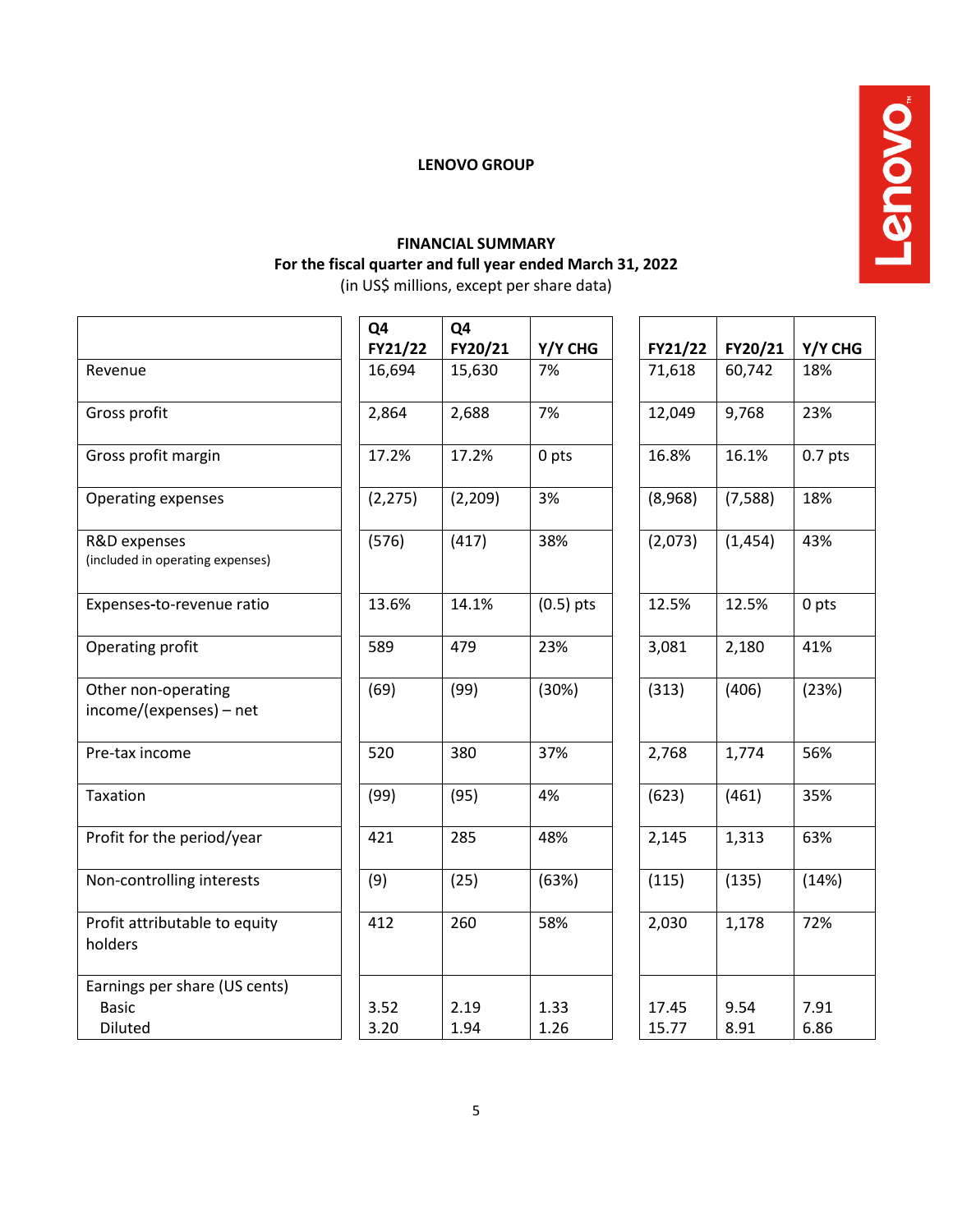**LENOVO GROUP**

**FINANCIAL SUMMARY**
**For the fiscal quarter and full year ended March 31, 2022**
(in US$ millions, except per share data)

| | Q4 FY21/22 | Q4 FY20/21 | Y/Y CHG | FY21/22 | FY20/21 | Y/Y CHG |
|---|---|---|---|---|---|---|
| Revenue | 16,694 | 15,630 | 7% | 71,618 | 60,742 | 18% |
| Gross profit | 2,864 | 2,688 | 7% | 12,049 | 9,768 | 23% |
| Gross profit margin | 17.2% | 17.2% | 0 pts | 16.8% | 16.1% | 0.7 pts |
| Operating expenses | (2,275) | (2,209) | 3% | (8,968) | (7,588) | 18% |
| R&D expenses (included in operating expenses) | (576) | (417) | 38% | (2,073) | (1,454) | 43% |
| Expenses-to-revenue ratio | 13.6% | 14.1% | (0.5) pts | 12.5% | 12.5% | 0 pts |
| Operating profit | 589 | 479 | 23% | 3,081 | 2,180 | 41% |
| Other non-operating income/(expenses) – net | (69) | (99) | (30%) | (313) | (406) | (23%) |
| Pre-tax income | 520 | 380 | 37% | 2,768 | 1,774 | 56% |
| Taxation | (99) | (95) | 4% | (623) | (461) | 35% |
| Profit for the period/year | 421 | 285 | 48% | 2,145 | 1,313 | 63% |
| Non-controlling interests | (9) | (25) | (63%) | (115) | (135) | (14%) |
| Profit attributable to equity holders | 412 | 260 | 58% | 2,030 | 1,178 | 72% |
| Earnings per share (US cents) | | | | | | |
| Basic | 3.52 | 2.19 | 1.33 | 17.45 | 9.54 | 7.91 |
| Diluted | 3.20 | 1.94 | 1.26 | 15.77 | 8.91 | 6.86 |